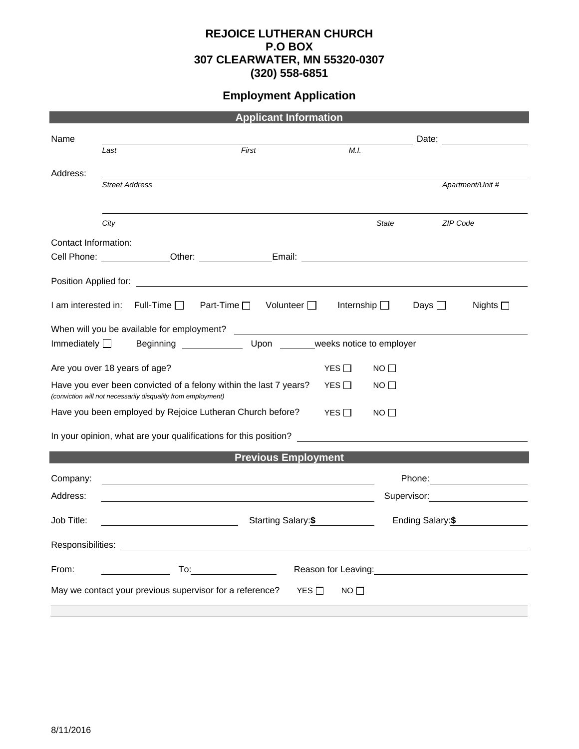**REJOICE LUTHERAN CHURCH**
**P.O BOX**
**307 CLEARWATER, MN 55320-0307**
**(320) 558-6851**

## Employment Application

### Applicant Information

Name ______________________________________________ Date: ____________
*Last* *First* *M.I.*

Address: ______________________________________________
*Street Address* *Apartment/Unit #*

______________________________________________
*City* *State* *ZIP Code*

Contact Information:
Cell Phone: ____________ Other: ____________ Email: ______________________

Position Applied for: ______________________________________________

I am interested in: Full-Time ☐ Part-Time ☐ Volunteer ☐ Internship ☐ Days ☐ Nights ☐

When will you be available for employment? ______________________________
Immediately ☐ Beginning ____________ Upon ______ weeks notice to employer

Are you over 18 years of age? YES ☐ NO ☐

Have you ever been convicted of a felony within the last 7 years? YES ☐ NO ☐
*(conviction will not necessarily disqualify from employment)*

Have you been employed by Rejoice Lutheran Church before? YES ☐ NO ☐

In your opinion, what are your qualifications for this position? ______________________

### Previous Employment

Company: ______________________________ Phone: ____________

Address: ______________________________ Supervisor: ____________

Job Title: ____________ Starting Salary:**$** ____________ Ending Salary:**$** ____________

Responsibilities: ______________________________________________

From: ____________ To: ____________ Reason for Leaving: ______________________

May we contact your previous supervisor for a reference? YES ☐ NO ☐

8/11/2016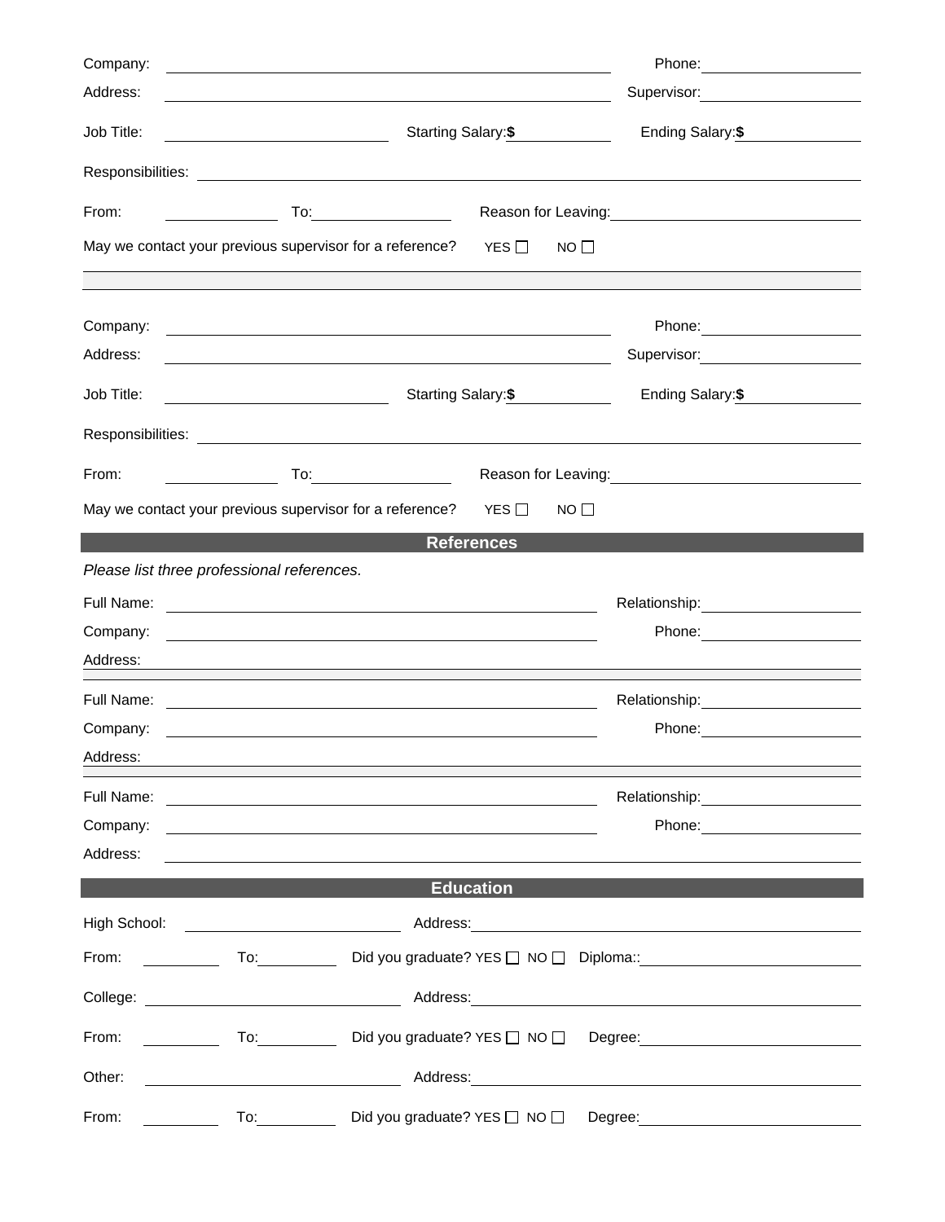Company: ______________________________ Phone: ______________

Address: ______________________________ Supervisor: ______________

Job Title: ______________ Starting Salary: **$** __________ Ending Salary: **$** __________

Responsibilities: ______________________________________________

From: __________ To: __________ Reason for Leaving: ______________________

May we contact your previous supervisor for a reference? YES ☐ NO ☐

---

Company: ______________________________ Phone: ______________

Address: ______________________________ Supervisor: ______________

Job Title: ______________ Starting Salary: **$** __________ Ending Salary: **$** __________

Responsibilities: ______________________________________________

From: __________ To: __________ Reason for Leaving: ______________________

May we contact your previous supervisor for a reference? YES ☐ NO ☐

## References

*Please list three professional references.*

Full Name: ______________________________ Relationship: ______________

Company: ______________________________ Phone: ______________

Address: ______________________________________________

---

Full Name: ______________________________ Relationship: ______________

Company: ______________________________ Phone: ______________

Address: ______________________________________________

---

Full Name: ______________________________ Relationship: ______________

Company: ______________________________ Phone: ______________

Address: ______________________________________________

## Education

High School: ______________ Address: ______________________________

From: ________ To: ________ Did you graduate? YES ☐ NO ☐ Diploma:: ______________

College: ______________ Address: ______________________________

From: ________ To: ________ Did you graduate? YES ☐ NO ☐ Degree: ______________

Other: ______________ Address: ______________________________

From: ________ To: ________ Did you graduate? YES ☐ NO ☐ Degree: ______________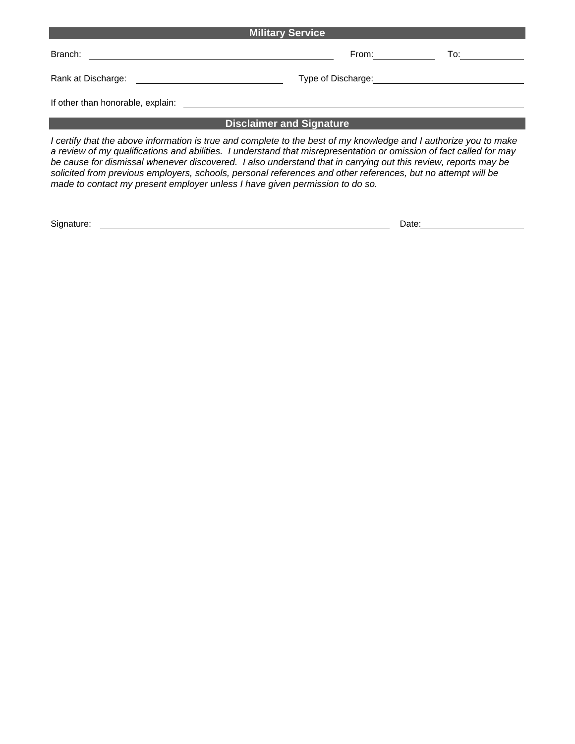## Military Service

Branch: \_\_\_\_\_\_\_\_\_\_\_\_\_\_\_\_\_\_\_\_\_\_\_\_\_\_\_\_\_\_\_\_\_\_\_\_\_\_\_\_ From: \_\_\_\_\_\_\_\_\_\_ To: \_\_\_\_\_\_\_\_\_\_

Rank at Discharge: \_\_\_\_\_\_\_\_\_\_\_\_\_\_\_\_\_\_\_\_\_\_\_\_ Type of Discharge: \_\_\_\_\_\_\_\_\_\_\_\_\_\_\_\_\_\_\_\_\_\_\_\_

If other than honorable, explain: \_\_\_\_\_\_\_\_\_\_\_\_\_\_\_\_\_\_\_\_\_\_\_\_\_\_\_\_\_\_\_\_\_\_\_\_\_\_\_\_\_\_\_\_\_\_\_\_\_\_

## Disclaimer and Signature

*I certify that the above information is true and complete to the best of my knowledge and I authorize you to make a review of my qualifications and abilities. I understand that misrepresentation or omission of fact called for may be cause for dismissal whenever discovered. I also understand that in carrying out this review, reports may be solicited from previous employers, schools, personal references and other references, but no attempt will be made to contact my present employer unless I have given permission to do so.*

Signature: \_\_\_\_\_\_\_\_\_\_\_\_\_\_\_\_\_\_\_\_\_\_\_\_\_\_\_\_\_\_\_\_\_\_\_\_\_\_\_\_\_\_\_\_\_\_\_\_ Date: \_\_\_\_\_\_\_\_\_\_\_\_\_\_\_\_